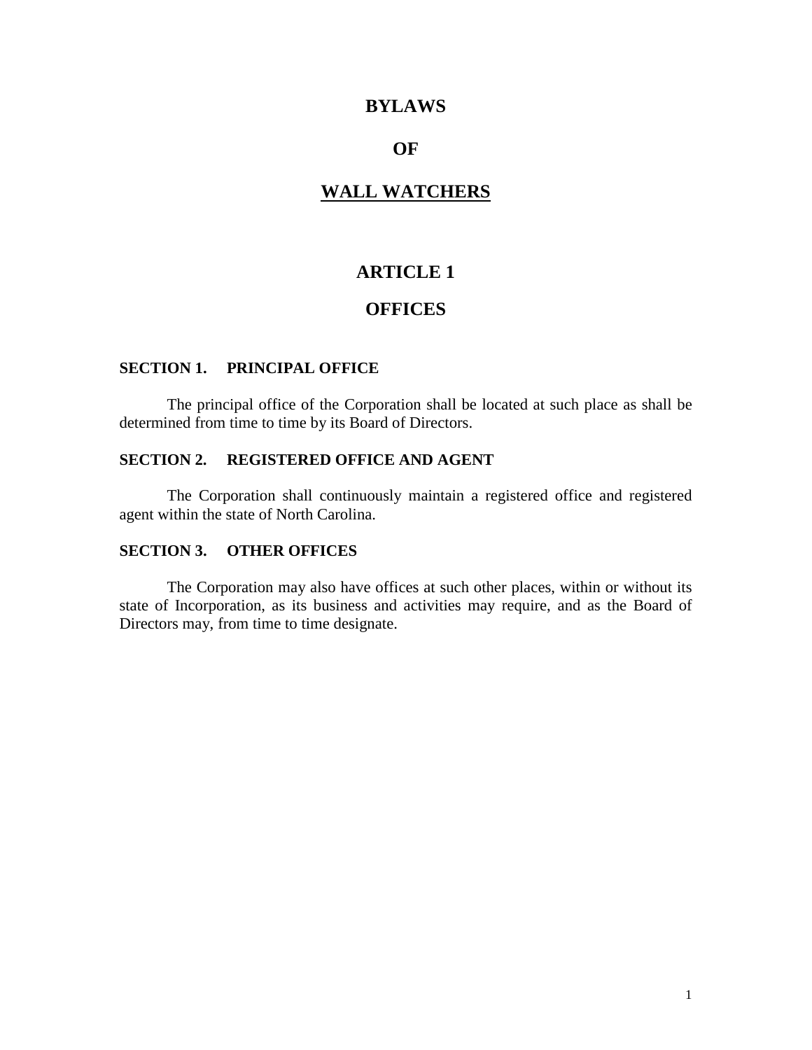# BYLAWS

# OF

# WALL WATCHERS

## ARTICLE 1

## OFFICES

### SECTION 1. PRINCIPAL OFFICE

The principal office of the Corporation shall be located at such place as shall be determined from time to time by its Board of Directors.

### SECTION 2. REGISTERED OFFICE AND AGENT

The Corporation shall continuously maintain a registered office and registered agent within the state of North Carolina.

### SECTION 3. OTHER OFFICES

The Corporation may also have offices at such other places, within or without its state of Incorporation, as its business and activities may require, and as the Board of Directors may, from time to time designate.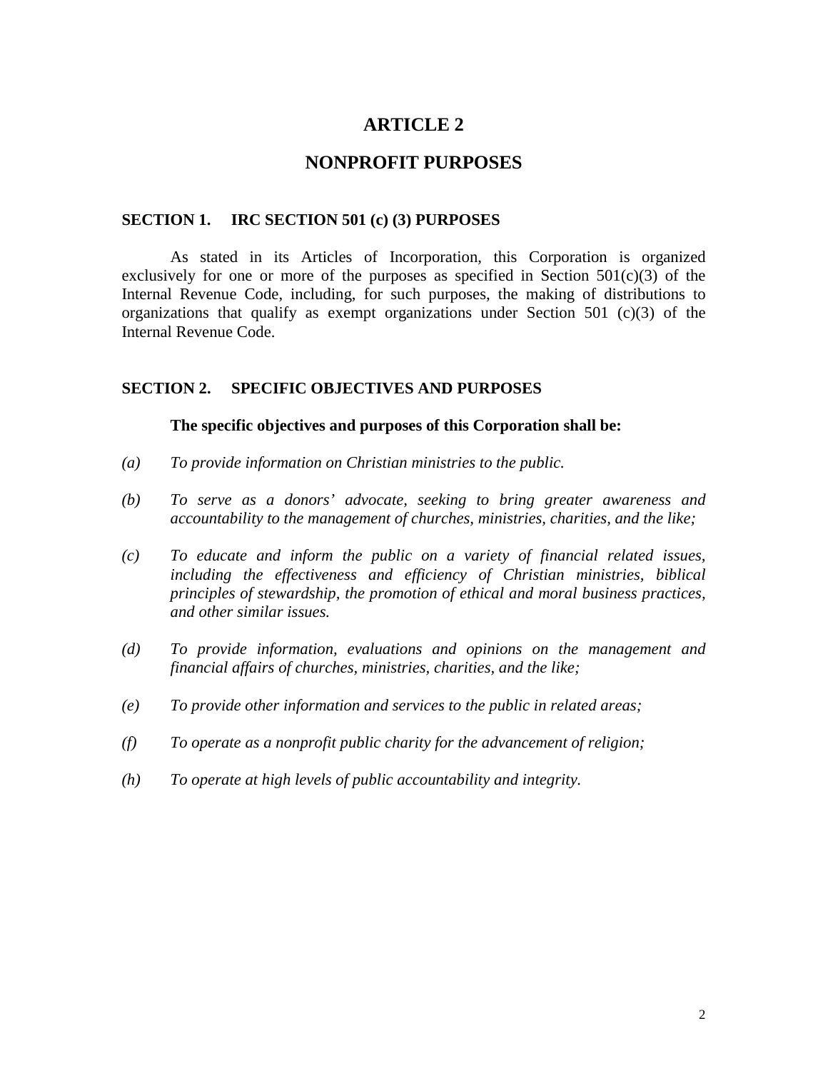# ARTICLE 2

# NONPROFIT PURPOSES

### SECTION 1. IRC SECTION 501 (c) (3) PURPOSES

As stated in its Articles of Incorporation, this Corporation is organized exclusively for one or more of the purposes as specified in Section 501(c)(3) of the Internal Revenue Code, including, for such purposes, the making of distributions to organizations that qualify as exempt organizations under Section 501 (c)(3) of the Internal Revenue Code.

### SECTION 2. SPECIFIC OBJECTIVES AND PURPOSES

**The specific objectives and purposes of this Corporation shall be:**

*(a)* *To provide information on Christian ministries to the public.*

*(b)* *To serve as a donors' advocate, seeking to bring greater awareness and accountability to the management of churches, ministries, charities, and the like;*

*(c)* *To educate and inform the public on a variety of financial related issues, including the effectiveness and efficiency of Christian ministries, biblical principles of stewardship, the promotion of ethical and moral business practices, and other similar issues.*

*(d)* *To provide information, evaluations and opinions on the management and financial affairs of churches, ministries, charities, and the like;*

*(e)* *To provide other information and services to the public in related areas;*

*(f)* *To operate as a nonprofit public charity for the advancement of religion;*

*(h)* *To operate at high levels of public accountability and integrity.*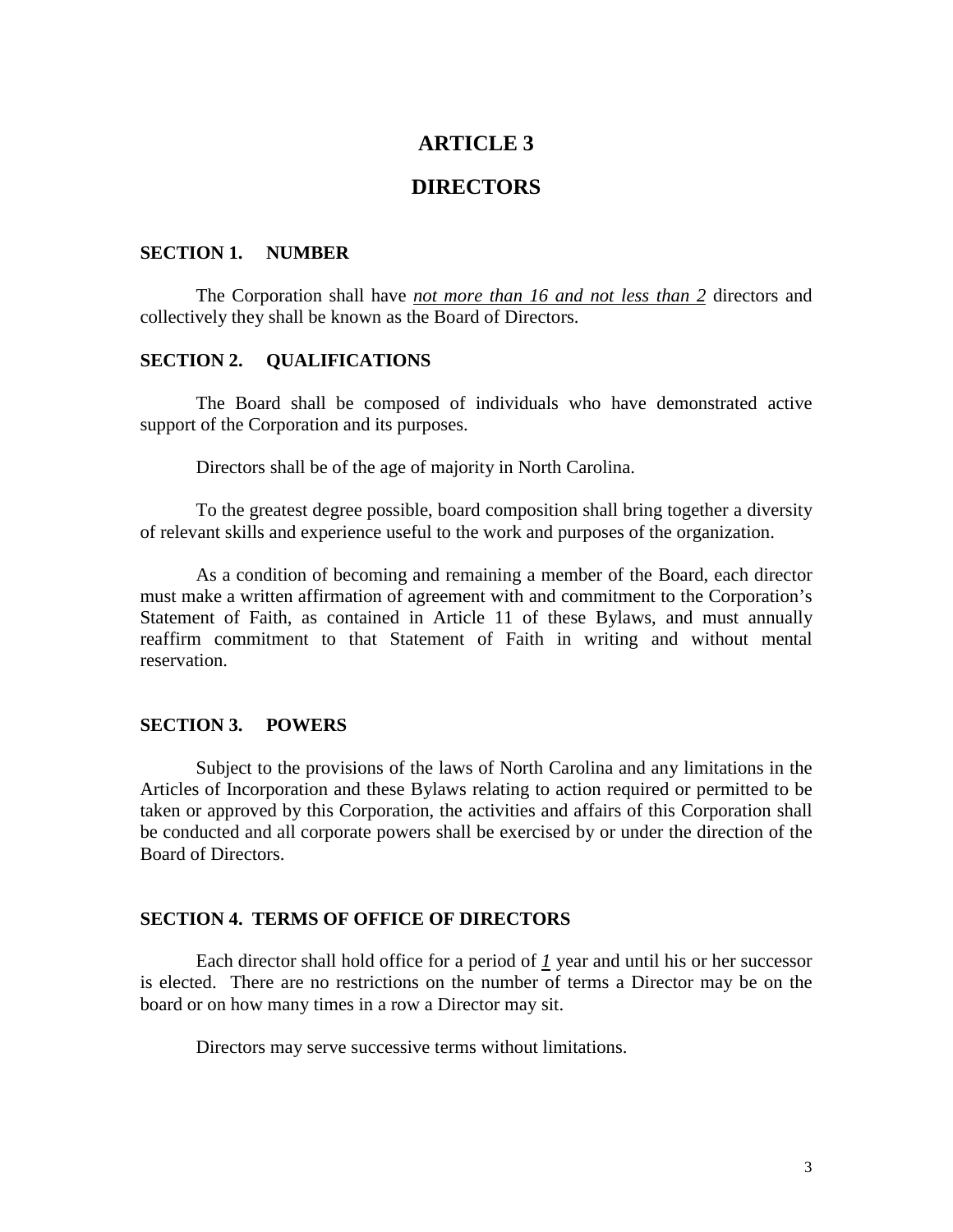# ARTICLE 3

# DIRECTORS

### SECTION 1. NUMBER

The Corporation shall have *not more than 16 and not less than 2* directors and collectively they shall be known as the Board of Directors.

### SECTION 2. QUALIFICATIONS

The Board shall be composed of individuals who have demonstrated active support of the Corporation and its purposes.

Directors shall be of the age of majority in North Carolina.

To the greatest degree possible, board composition shall bring together a diversity of relevant skills and experience useful to the work and purposes of the organization.

As a condition of becoming and remaining a member of the Board, each director must make a written affirmation of agreement with and commitment to the Corporation's Statement of Faith, as contained in Article 11 of these Bylaws, and must annually reaffirm commitment to that Statement of Faith in writing and without mental reservation.

### SECTION 3. POWERS

Subject to the provisions of the laws of North Carolina and any limitations in the Articles of Incorporation and these Bylaws relating to action required or permitted to be taken or approved by this Corporation, the activities and affairs of this Corporation shall be conducted and all corporate powers shall be exercised by or under the direction of the Board of Directors.

### SECTION 4. TERMS OF OFFICE OF DIRECTORS

Each director shall hold office for a period of *1* year and until his or her successor is elected. There are no restrictions on the number of terms a Director may be on the board or on how many times in a row a Director may sit.

Directors may serve successive terms without limitations.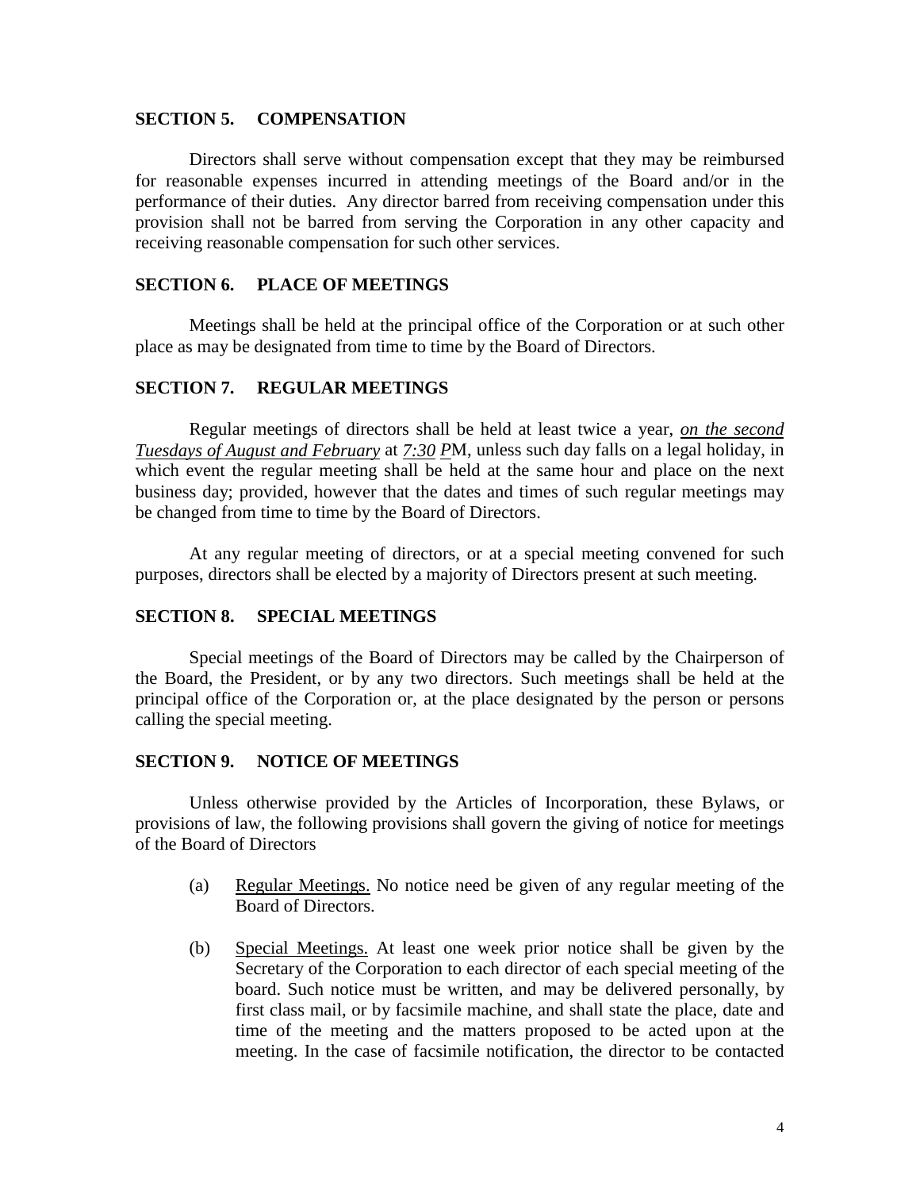### SECTION 5. COMPENSATION

Directors shall serve without compensation except that they may be reimbursed for reasonable expenses incurred in attending meetings of the Board and/or in the performance of their duties. Any director barred from receiving compensation under this provision shall not be barred from serving the Corporation in any other capacity and receiving reasonable compensation for such other services.

### SECTION 6. PLACE OF MEETINGS

Meetings shall be held at the principal office of the Corporation or at such other place as may be designated from time to time by the Board of Directors.

### SECTION 7. REGULAR MEETINGS

Regular meetings of directors shall be held at least twice a year, *on the second Tuesdays of August and February* at *7:30 P*M, unless such day falls on a legal holiday, in which event the regular meeting shall be held at the same hour and place on the next business day; provided, however that the dates and times of such regular meetings may be changed from time to time by the Board of Directors.

At any regular meeting of directors, or at a special meeting convened for such purposes, directors shall be elected by a majority of Directors present at such meeting.

### SECTION 8. SPECIAL MEETINGS

Special meetings of the Board of Directors may be called by the Chairperson of the Board, the President, or by any two directors. Such meetings shall be held at the principal office of the Corporation or, at the place designated by the person or persons calling the special meeting.

### SECTION 9. NOTICE OF MEETINGS

Unless otherwise provided by the Articles of Incorporation, these Bylaws, or provisions of law, the following provisions shall govern the giving of notice for meetings of the Board of Directors

(a) Regular Meetings. No notice need be given of any regular meeting of the Board of Directors.

(b) Special Meetings. At least one week prior notice shall be given by the Secretary of the Corporation to each director of each special meeting of the board. Such notice must be written, and may be delivered personally, by first class mail, or by facsimile machine, and shall state the place, date and time of the meeting and the matters proposed to be acted upon at the meeting. In the case of facsimile notification, the director to be contacted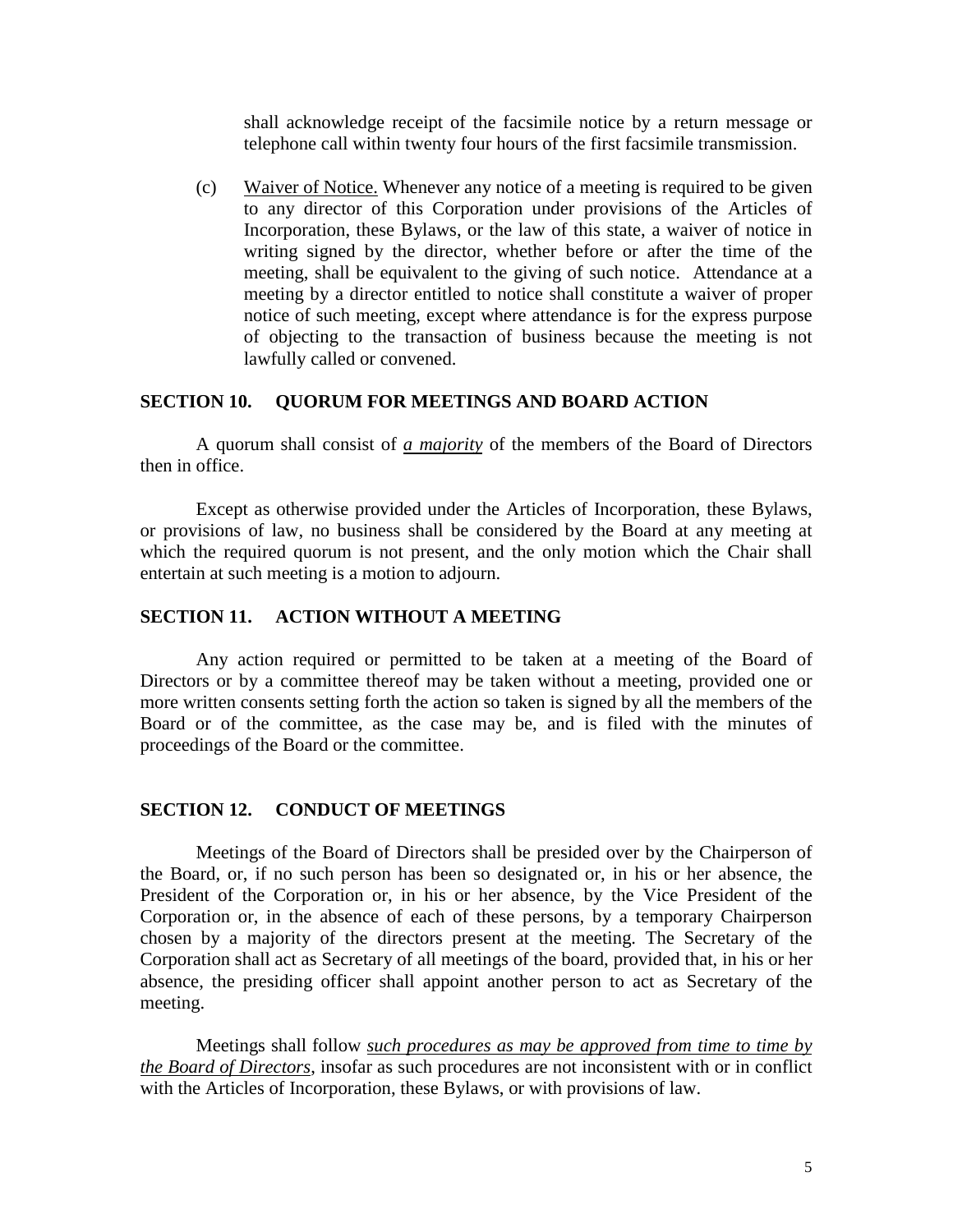shall acknowledge receipt of the facsimile notice by a return message or telephone call within twenty four hours of the first facsimile transmission.

(c) Waiver of Notice. Whenever any notice of a meeting is required to be given to any director of this Corporation under provisions of the Articles of Incorporation, these Bylaws, or the law of this state, a waiver of notice in writing signed by the director, whether before or after the time of the meeting, shall be equivalent to the giving of such notice. Attendance at a meeting by a director entitled to notice shall constitute a waiver of proper notice of such meeting, except where attendance is for the express purpose of objecting to the transaction of business because the meeting is not lawfully called or convened.

## SECTION 10. QUORUM FOR MEETINGS AND BOARD ACTION

A quorum shall consist of ***a majority*** of the members of the Board of Directors then in office.

Except as otherwise provided under the Articles of Incorporation, these Bylaws, or provisions of law, no business shall be considered by the Board at any meeting at which the required quorum is not present, and the only motion which the Chair shall entertain at such meeting is a motion to adjourn.

## SECTION 11. ACTION WITHOUT A MEETING

Any action required or permitted to be taken at a meeting of the Board of Directors or by a committee thereof may be taken without a meeting, provided one or more written consents setting forth the action so taken is signed by all the members of the Board or of the committee, as the case may be, and is filed with the minutes of proceedings of the Board or the committee.

## SECTION 12. CONDUCT OF MEETINGS

Meetings of the Board of Directors shall be presided over by the Chairperson of the Board, or, if no such person has been so designated or, in his or her absence, the President of the Corporation or, in his or her absence, by the Vice President of the Corporation or, in the absence of each of these persons, by a temporary Chairperson chosen by a majority of the directors present at the meeting. The Secretary of the Corporation shall act as Secretary of all meetings of the board, provided that, in his or her absence, the presiding officer shall appoint another person to act as Secretary of the meeting.

Meetings shall follow *such procedures as may be approved from time to time by the Board of Directors*, insofar as such procedures are not inconsistent with or in conflict with the Articles of Incorporation, these Bylaws, or with provisions of law.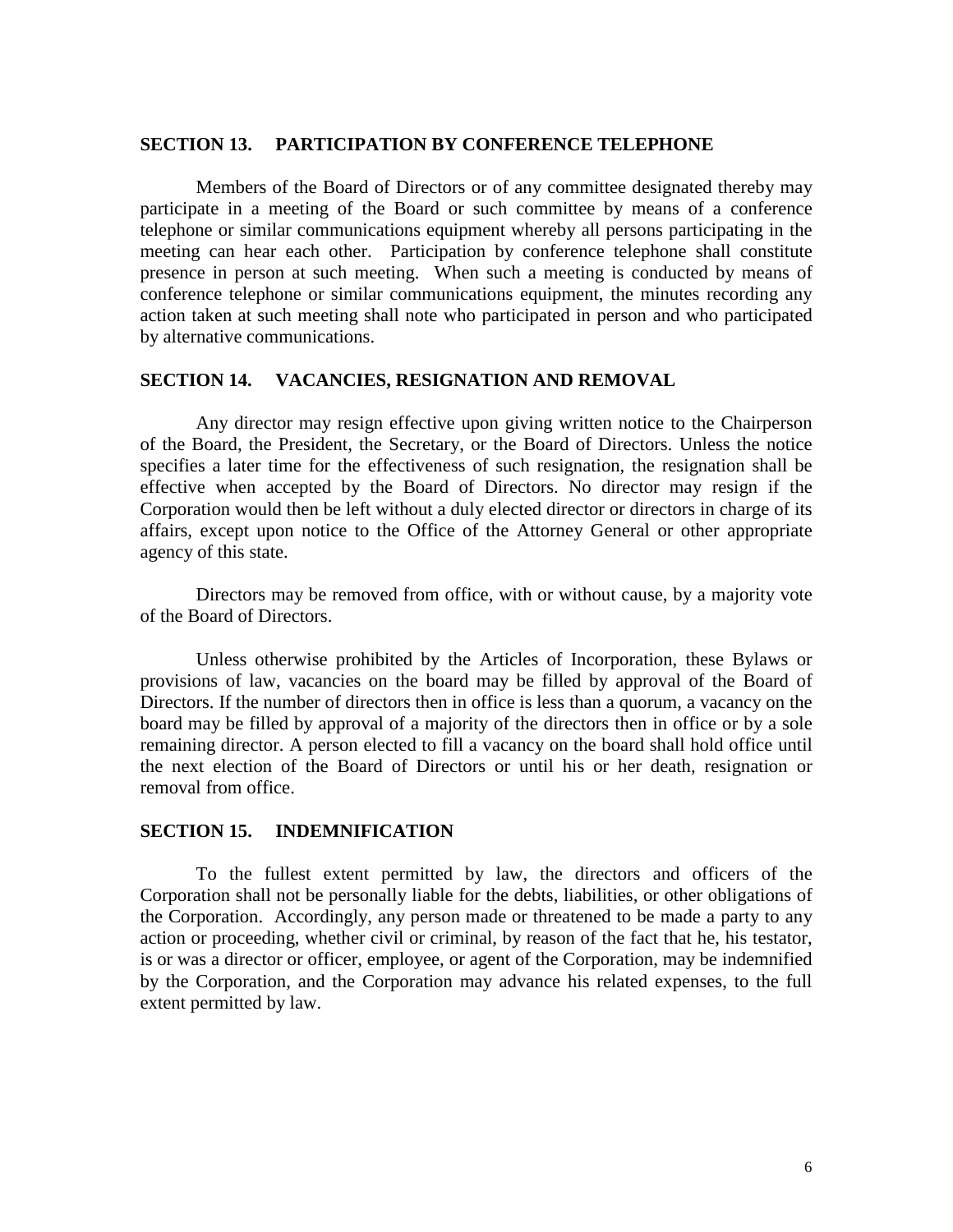### SECTION 13. PARTICIPATION BY CONFERENCE TELEPHONE

Members of the Board of Directors or of any committee designated thereby may participate in a meeting of the Board or such committee by means of a conference telephone or similar communications equipment whereby all persons participating in the meeting can hear each other. Participation by conference telephone shall constitute presence in person at such meeting. When such a meeting is conducted by means of conference telephone or similar communications equipment, the minutes recording any action taken at such meeting shall note who participated in person and who participated by alternative communications.

### SECTION 14. VACANCIES, RESIGNATION AND REMOVAL

Any director may resign effective upon giving written notice to the Chairperson of the Board, the President, the Secretary, or the Board of Directors. Unless the notice specifies a later time for the effectiveness of such resignation, the resignation shall be effective when accepted by the Board of Directors. No director may resign if the Corporation would then be left without a duly elected director or directors in charge of its affairs, except upon notice to the Office of the Attorney General or other appropriate agency of this state.

Directors may be removed from office, with or without cause, by a majority vote of the Board of Directors.

Unless otherwise prohibited by the Articles of Incorporation, these Bylaws or provisions of law, vacancies on the board may be filled by approval of the Board of Directors. If the number of directors then in office is less than a quorum, a vacancy on the board may be filled by approval of a majority of the directors then in office or by a sole remaining director. A person elected to fill a vacancy on the board shall hold office until the next election of the Board of Directors or until his or her death, resignation or removal from office.

### SECTION 15. INDEMNIFICATION

To the fullest extent permitted by law, the directors and officers of the Corporation shall not be personally liable for the debts, liabilities, or other obligations of the Corporation. Accordingly, any person made or threatened to be made a party to any action or proceeding, whether civil or criminal, by reason of the fact that he, his testator, is or was a director or officer, employee, or agent of the Corporation, may be indemnified by the Corporation, and the Corporation may advance his related expenses, to the full extent permitted by law.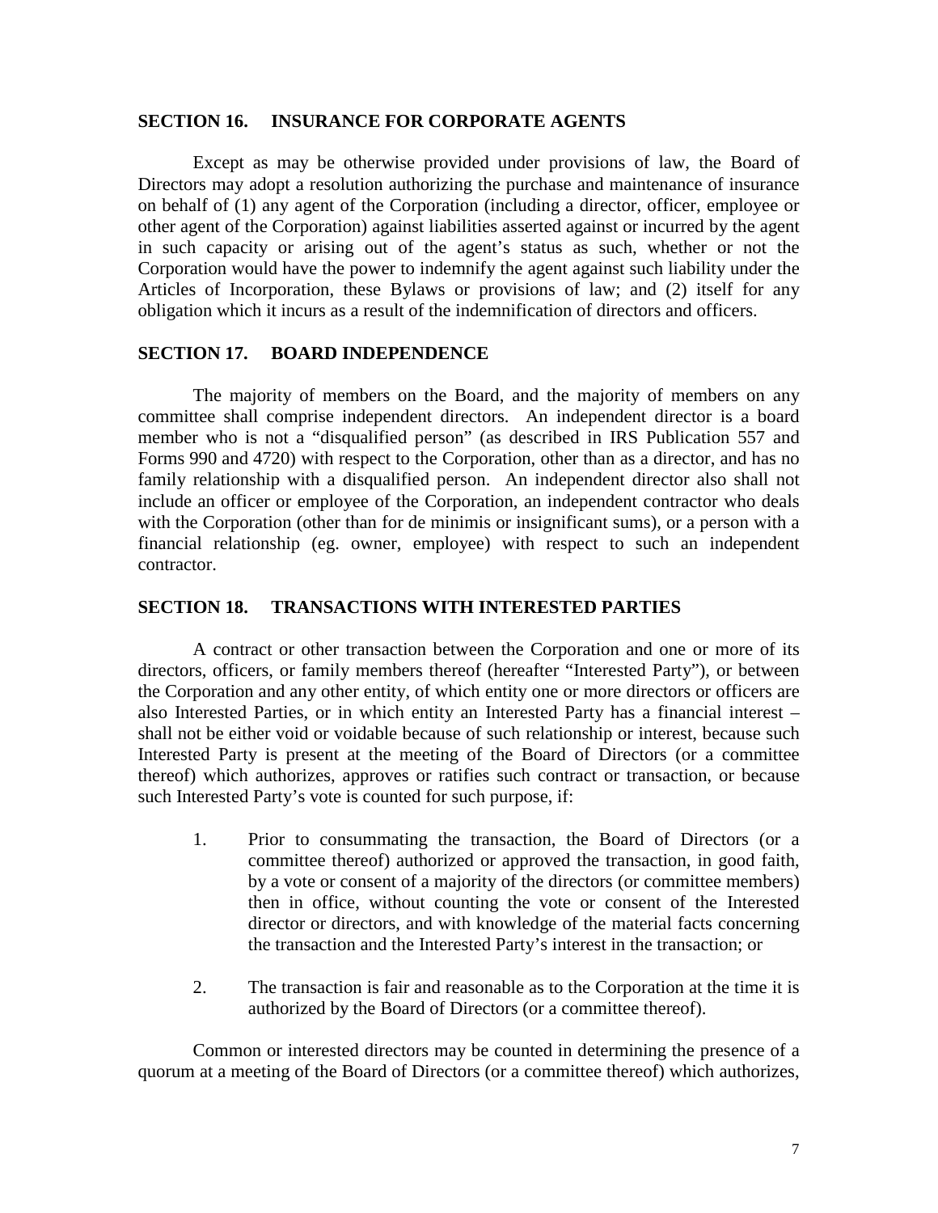## SECTION 16. INSURANCE FOR CORPORATE AGENTS

Except as may be otherwise provided under provisions of law, the Board of Directors may adopt a resolution authorizing the purchase and maintenance of insurance on behalf of (1) any agent of the Corporation (including a director, officer, employee or other agent of the Corporation) against liabilities asserted against or incurred by the agent in such capacity or arising out of the agent's status as such, whether or not the Corporation would have the power to indemnify the agent against such liability under the Articles of Incorporation, these Bylaws or provisions of law; and (2) itself for any obligation which it incurs as a result of the indemnification of directors and officers.

## SECTION 17. BOARD INDEPENDENCE

The majority of members on the Board, and the majority of members on any committee shall comprise independent directors. An independent director is a board member who is not a "disqualified person" (as described in IRS Publication 557 and Forms 990 and 4720) with respect to the Corporation, other than as a director, and has no family relationship with a disqualified person. An independent director also shall not include an officer or employee of the Corporation, an independent contractor who deals with the Corporation (other than for de minimis or insignificant sums), or a person with a financial relationship (eg. owner, employee) with respect to such an independent contractor.

## SECTION 18. TRANSACTIONS WITH INTERESTED PARTIES

A contract or other transaction between the Corporation and one or more of its directors, officers, or family members thereof (hereafter "Interested Party"), or between the Corporation and any other entity, of which entity one or more directors or officers are also Interested Parties, or in which entity an Interested Party has a financial interest – shall not be either void or voidable because of such relationship or interest, because such Interested Party is present at the meeting of the Board of Directors (or a committee thereof) which authorizes, approves or ratifies such contract or transaction, or because such Interested Party's vote is counted for such purpose, if:

1. Prior to consummating the transaction, the Board of Directors (or a committee thereof) authorized or approved the transaction, in good faith, by a vote or consent of a majority of the directors (or committee members) then in office, without counting the vote or consent of the Interested director or directors, and with knowledge of the material facts concerning the transaction and the Interested Party's interest in the transaction; or

2. The transaction is fair and reasonable as to the Corporation at the time it is authorized by the Board of Directors (or a committee thereof).

Common or interested directors may be counted in determining the presence of a quorum at a meeting of the Board of Directors (or a committee thereof) which authorizes,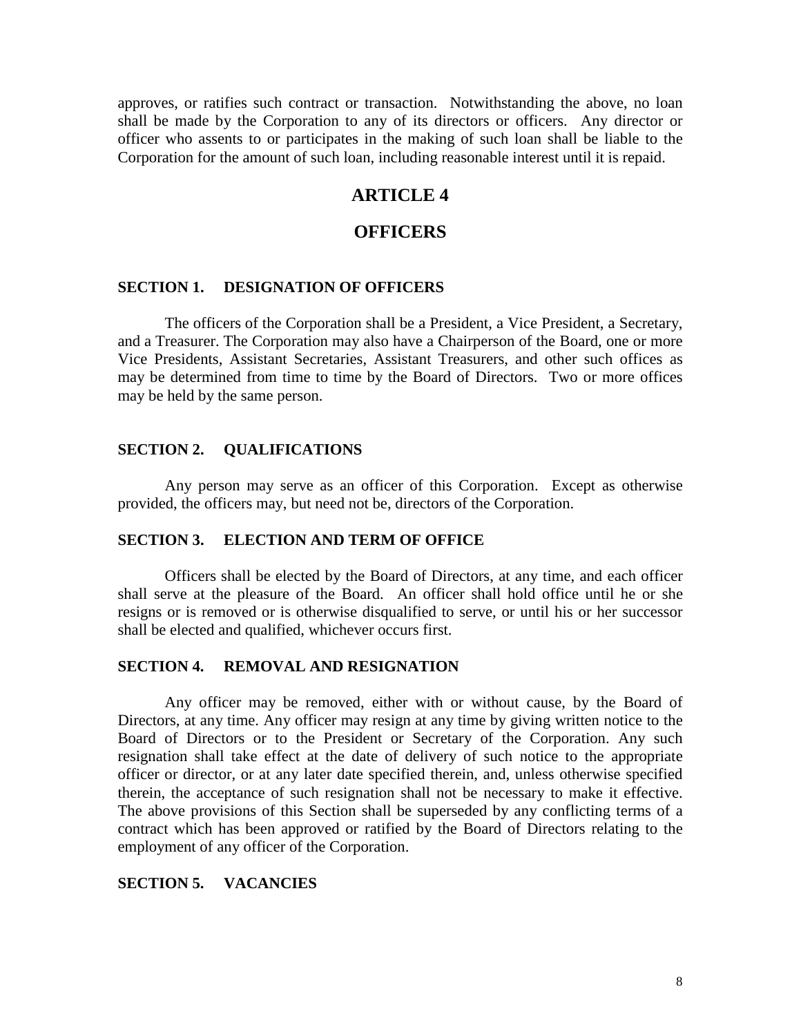approves, or ratifies such contract or transaction. Notwithstanding the above, no loan shall be made by the Corporation to any of its directors or officers. Any director or officer who assents to or participates in the making of such loan shall be liable to the Corporation for the amount of such loan, including reasonable interest until it is repaid.

# ARTICLE 4

# OFFICERS

### SECTION 1. DESIGNATION OF OFFICERS

The officers of the Corporation shall be a President, a Vice President, a Secretary, and a Treasurer. The Corporation may also have a Chairperson of the Board, one or more Vice Presidents, Assistant Secretaries, Assistant Treasurers, and other such offices as may be determined from time to time by the Board of Directors. Two or more offices may be held by the same person.

### SECTION 2. QUALIFICATIONS

Any person may serve as an officer of this Corporation. Except as otherwise provided, the officers may, but need not be, directors of the Corporation.

### SECTION 3. ELECTION AND TERM OF OFFICE

Officers shall be elected by the Board of Directors, at any time, and each officer shall serve at the pleasure of the Board. An officer shall hold office until he or she resigns or is removed or is otherwise disqualified to serve, or until his or her successor shall be elected and qualified, whichever occurs first.

### SECTION 4. REMOVAL AND RESIGNATION

Any officer may be removed, either with or without cause, by the Board of Directors, at any time. Any officer may resign at any time by giving written notice to the Board of Directors or to the President or Secretary of the Corporation. Any such resignation shall take effect at the date of delivery of such notice to the appropriate officer or director, or at any later date specified therein, and, unless otherwise specified therein, the acceptance of such resignation shall not be necessary to make it effective. The above provisions of this Section shall be superseded by any conflicting terms of a contract which has been approved or ratified by the Board of Directors relating to the employment of any officer of the Corporation.

### SECTION 5. VACANCIES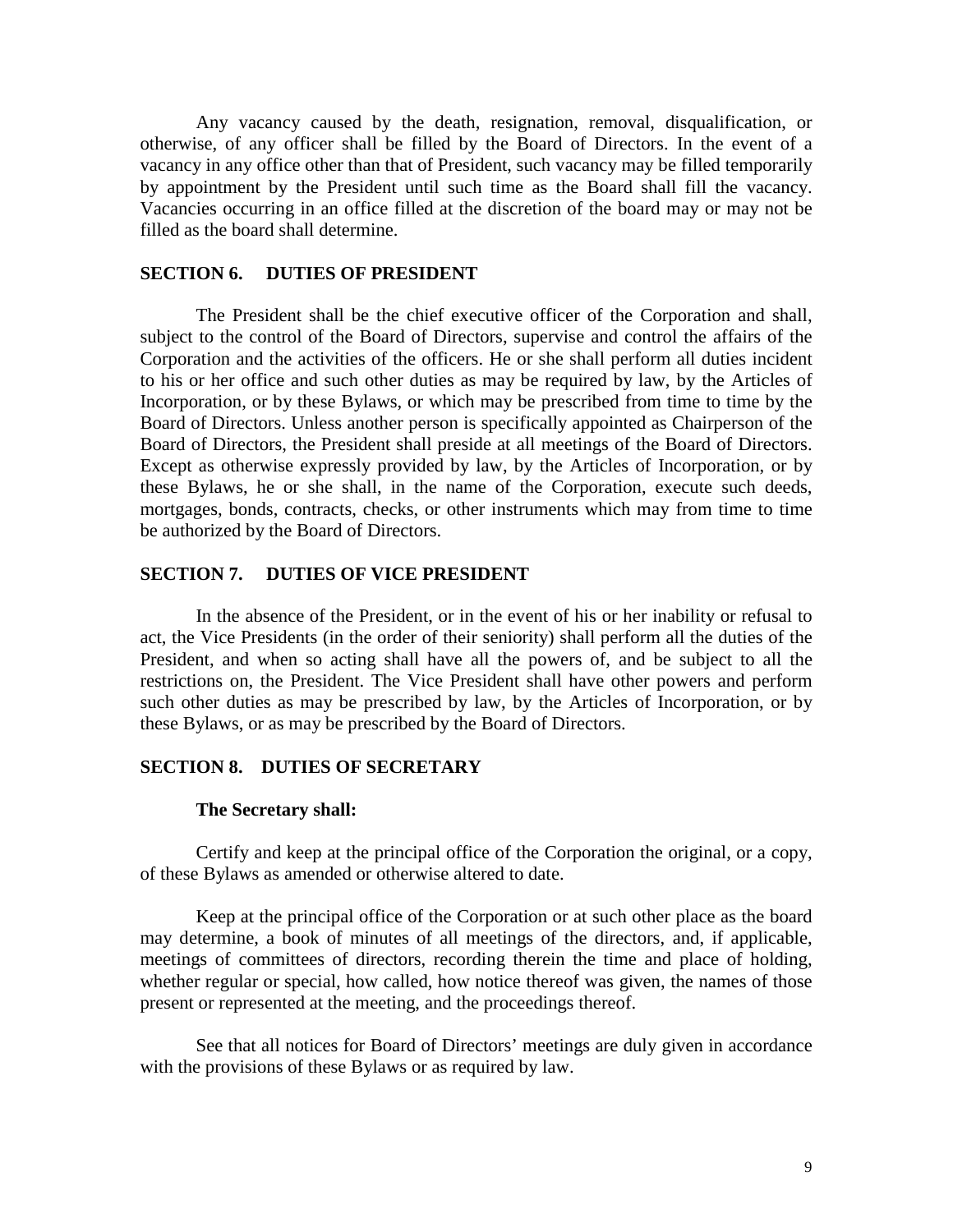Any vacancy caused by the death, resignation, removal, disqualification, or otherwise, of any officer shall be filled by the Board of Directors. In the event of a vacancy in any office other than that of President, such vacancy may be filled temporarily by appointment by the President until such time as the Board shall fill the vacancy. Vacancies occurring in an office filled at the discretion of the board may or may not be filled as the board shall determine.

### SECTION 6. DUTIES OF PRESIDENT

The President shall be the chief executive officer of the Corporation and shall, subject to the control of the Board of Directors, supervise and control the affairs of the Corporation and the activities of the officers. He or she shall perform all duties incident to his or her office and such other duties as may be required by law, by the Articles of Incorporation, or by these Bylaws, or which may be prescribed from time to time by the Board of Directors. Unless another person is specifically appointed as Chairperson of the Board of Directors, the President shall preside at all meetings of the Board of Directors. Except as otherwise expressly provided by law, by the Articles of Incorporation, or by these Bylaws, he or she shall, in the name of the Corporation, execute such deeds, mortgages, bonds, contracts, checks, or other instruments which may from time to time be authorized by the Board of Directors.

### SECTION 7. DUTIES OF VICE PRESIDENT

In the absence of the President, or in the event of his or her inability or refusal to act, the Vice Presidents (in the order of their seniority) shall perform all the duties of the President, and when so acting shall have all the powers of, and be subject to all the restrictions on, the President. The Vice President shall have other powers and perform such other duties as may be prescribed by law, by the Articles of Incorporation, or by these Bylaws, or as may be prescribed by the Board of Directors.

### SECTION 8. DUTIES OF SECRETARY

**The Secretary shall:**

Certify and keep at the principal office of the Corporation the original, or a copy, of these Bylaws as amended or otherwise altered to date.

Keep at the principal office of the Corporation or at such other place as the board may determine, a book of minutes of all meetings of the directors, and, if applicable, meetings of committees of directors, recording therein the time and place of holding, whether regular or special, how called, how notice thereof was given, the names of those present or represented at the meeting, and the proceedings thereof.

See that all notices for Board of Directors' meetings are duly given in accordance with the provisions of these Bylaws or as required by law.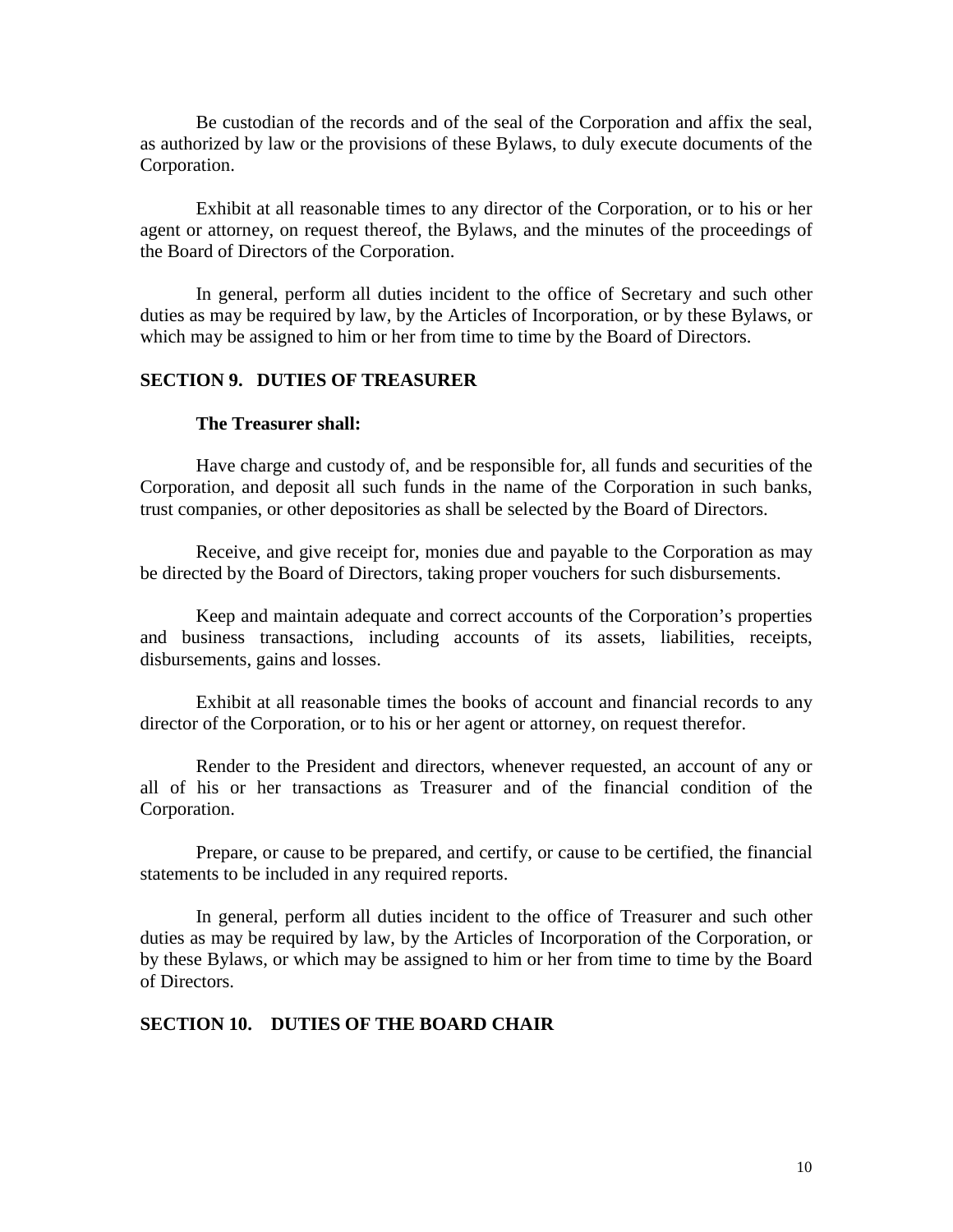Be custodian of the records and of the seal of the Corporation and affix the seal, as authorized by law or the provisions of these Bylaws, to duly execute documents of the Corporation.

Exhibit at all reasonable times to any director of the Corporation, or to his or her agent or attorney, on request thereof, the Bylaws, and the minutes of the proceedings of the Board of Directors of the Corporation.

In general, perform all duties incident to the office of Secretary and such other duties as may be required by law, by the Articles of Incorporation, or by these Bylaws, or which may be assigned to him or her from time to time by the Board of Directors.

## SECTION 9. DUTIES OF TREASURER

**The Treasurer shall:**

Have charge and custody of, and be responsible for, all funds and securities of the Corporation, and deposit all such funds in the name of the Corporation in such banks, trust companies, or other depositories as shall be selected by the Board of Directors.

Receive, and give receipt for, monies due and payable to the Corporation as may be directed by the Board of Directors, taking proper vouchers for such disbursements.

Keep and maintain adequate and correct accounts of the Corporation's properties and business transactions, including accounts of its assets, liabilities, receipts, disbursements, gains and losses.

Exhibit at all reasonable times the books of account and financial records to any director of the Corporation, or to his or her agent or attorney, on request therefor.

Render to the President and directors, whenever requested, an account of any or all of his or her transactions as Treasurer and of the financial condition of the Corporation.

Prepare, or cause to be prepared, and certify, or cause to be certified, the financial statements to be included in any required reports.

In general, perform all duties incident to the office of Treasurer and such other duties as may be required by law, by the Articles of Incorporation of the Corporation, or by these Bylaws, or which may be assigned to him or her from time to time by the Board of Directors.

## SECTION 10. DUTIES OF THE BOARD CHAIR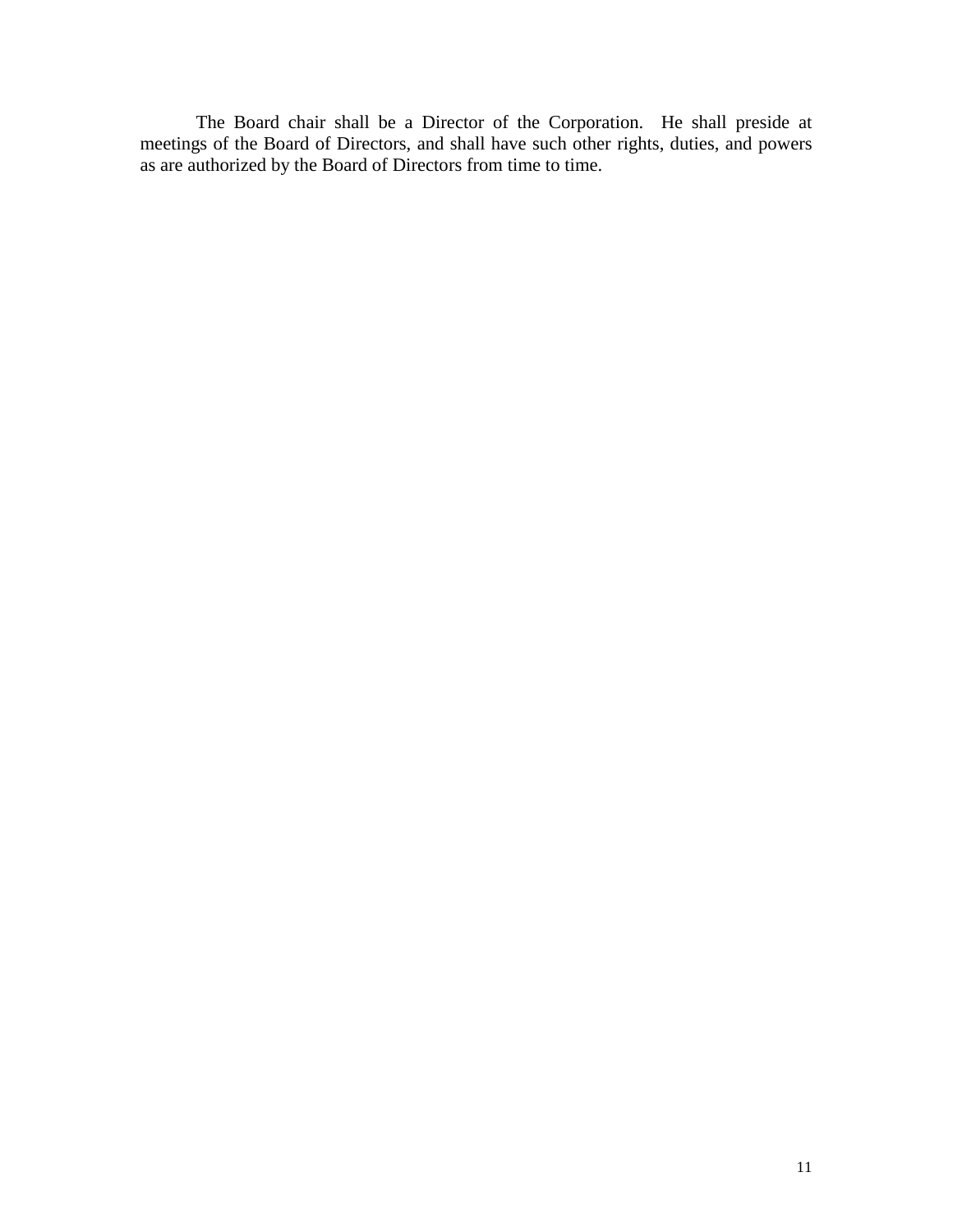The Board chair shall be a Director of the Corporation. He shall preside at meetings of the Board of Directors, and shall have such other rights, duties, and powers as are authorized by the Board of Directors from time to time.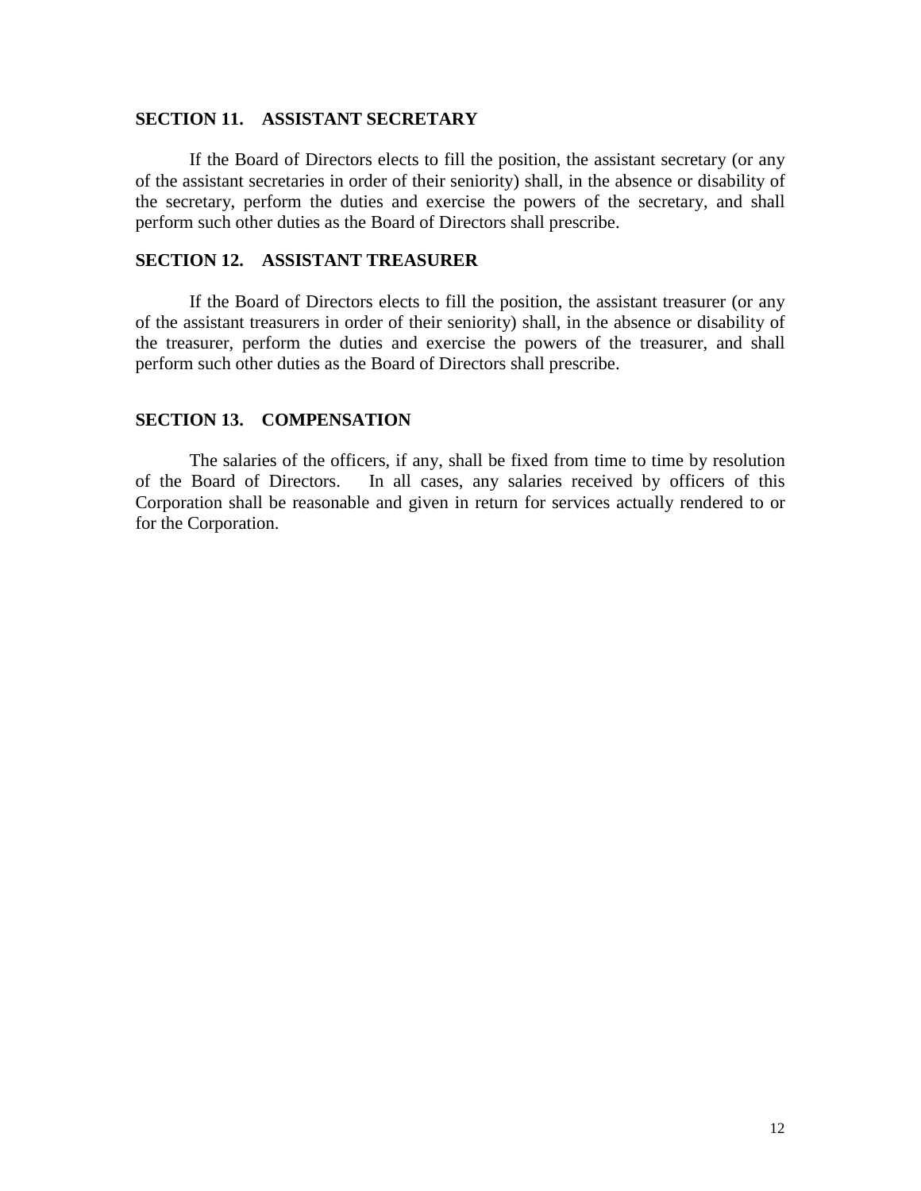### SECTION 11. ASSISTANT SECRETARY

If the Board of Directors elects to fill the position, the assistant secretary (or any of the assistant secretaries in order of their seniority) shall, in the absence or disability of the secretary, perform the duties and exercise the powers of the secretary, and shall perform such other duties as the Board of Directors shall prescribe.

### SECTION 12. ASSISTANT TREASURER

If the Board of Directors elects to fill the position, the assistant treasurer (or any of the assistant treasurers in order of their seniority) shall, in the absence or disability of the treasurer, perform the duties and exercise the powers of the treasurer, and shall perform such other duties as the Board of Directors shall prescribe.

### SECTION 13. COMPENSATION

The salaries of the officers, if any, shall be fixed from time to time by resolution of the Board of Directors. In all cases, any salaries received by officers of this Corporation shall be reasonable and given in return for services actually rendered to or for the Corporation.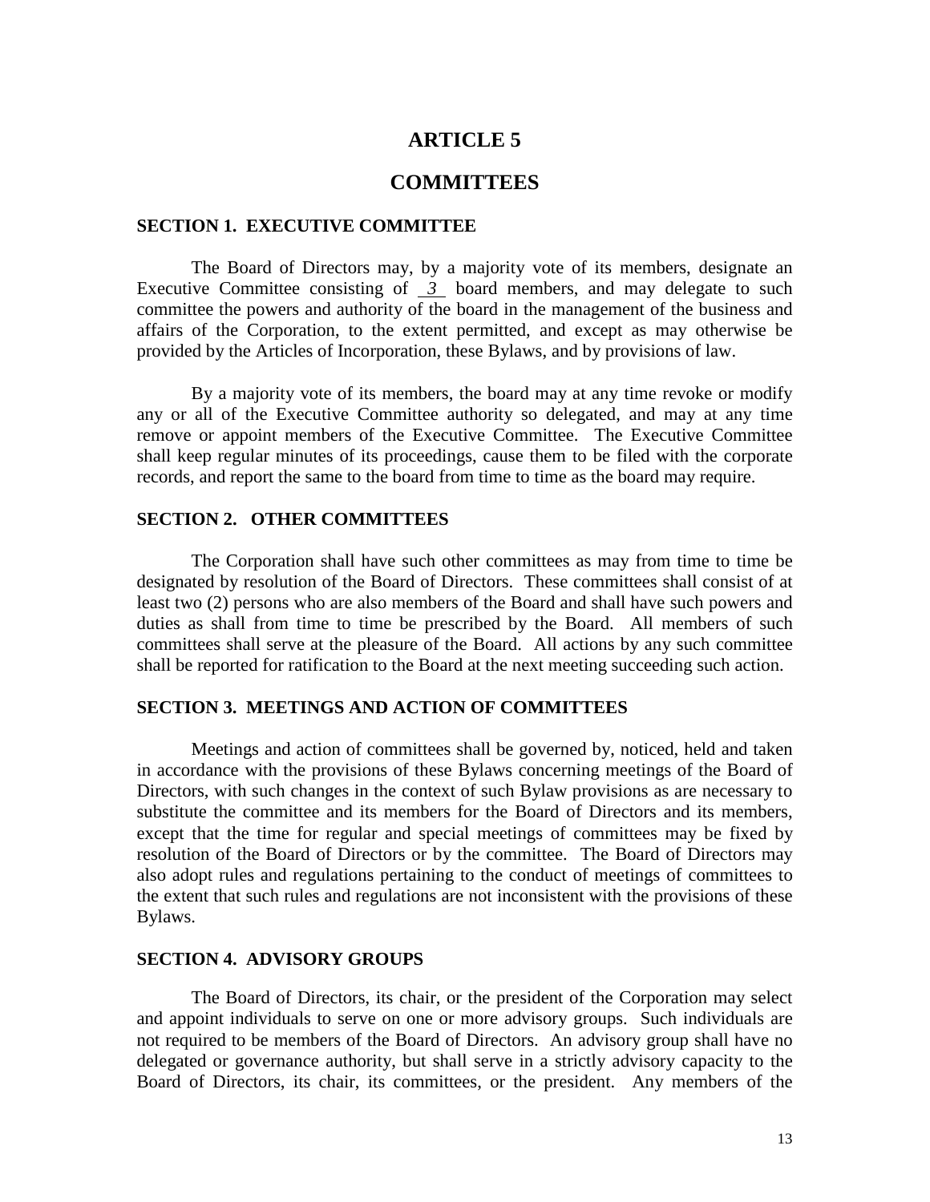# ARTICLE 5

# COMMITTEES

### SECTION 1. EXECUTIVE COMMITTEE

The Board of Directors may, by a majority vote of its members, designate an Executive Committee consisting of *3* board members, and may delegate to such committee the powers and authority of the board in the management of the business and affairs of the Corporation, to the extent permitted, and except as may otherwise be provided by the Articles of Incorporation, these Bylaws, and by provisions of law.

By a majority vote of its members, the board may at any time revoke or modify any or all of the Executive Committee authority so delegated, and may at any time remove or appoint members of the Executive Committee. The Executive Committee shall keep regular minutes of its proceedings, cause them to be filed with the corporate records, and report the same to the board from time to time as the board may require.

### SECTION 2. OTHER COMMITTEES

The Corporation shall have such other committees as may from time to time be designated by resolution of the Board of Directors. These committees shall consist of at least two (2) persons who are also members of the Board and shall have such powers and duties as shall from time to time be prescribed by the Board. All members of such committees shall serve at the pleasure of the Board. All actions by any such committee shall be reported for ratification to the Board at the next meeting succeeding such action.

### SECTION 3. MEETINGS AND ACTION OF COMMITTEES

Meetings and action of committees shall be governed by, noticed, held and taken in accordance with the provisions of these Bylaws concerning meetings of the Board of Directors, with such changes in the context of such Bylaw provisions as are necessary to substitute the committee and its members for the Board of Directors and its members, except that the time for regular and special meetings of committees may be fixed by resolution of the Board of Directors or by the committee. The Board of Directors may also adopt rules and regulations pertaining to the conduct of meetings of committees to the extent that such rules and regulations are not inconsistent with the provisions of these Bylaws.

### SECTION 4. ADVISORY GROUPS

The Board of Directors, its chair, or the president of the Corporation may select and appoint individuals to serve on one or more advisory groups. Such individuals are not required to be members of the Board of Directors. An advisory group shall have no delegated or governance authority, but shall serve in a strictly advisory capacity to the Board of Directors, its chair, its committees, or the president. Any members of the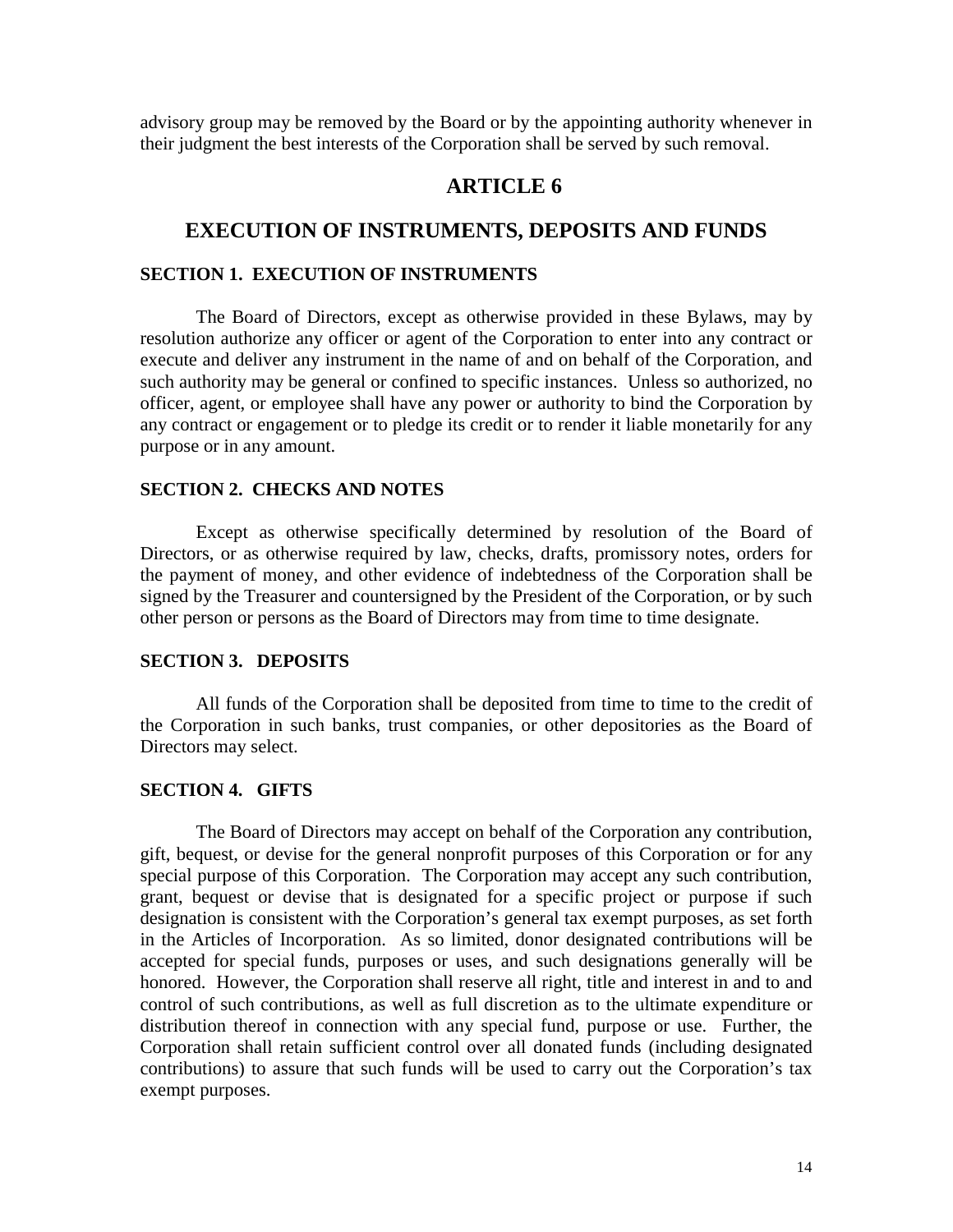advisory group may be removed by the Board or by the appointing authority whenever in their judgment the best interests of the Corporation shall be served by such removal.

# ARTICLE 6

# EXECUTION OF INSTRUMENTS, DEPOSITS AND FUNDS

### SECTION 1. EXECUTION OF INSTRUMENTS

The Board of Directors, except as otherwise provided in these Bylaws, may by resolution authorize any officer or agent of the Corporation to enter into any contract or execute and deliver any instrument in the name of and on behalf of the Corporation, and such authority may be general or confined to specific instances. Unless so authorized, no officer, agent, or employee shall have any power or authority to bind the Corporation by any contract or engagement or to pledge its credit or to render it liable monetarily for any purpose or in any amount.

### SECTION 2. CHECKS AND NOTES

Except as otherwise specifically determined by resolution of the Board of Directors, or as otherwise required by law, checks, drafts, promissory notes, orders for the payment of money, and other evidence of indebtedness of the Corporation shall be signed by the Treasurer and countersigned by the President of the Corporation, or by such other person or persons as the Board of Directors may from time to time designate.

### SECTION 3. DEPOSITS

All funds of the Corporation shall be deposited from time to time to the credit of the Corporation in such banks, trust companies, or other depositories as the Board of Directors may select.

### SECTION 4. GIFTS

The Board of Directors may accept on behalf of the Corporation any contribution, gift, bequest, or devise for the general nonprofit purposes of this Corporation or for any special purpose of this Corporation. The Corporation may accept any such contribution, grant, bequest or devise that is designated for a specific project or purpose if such designation is consistent with the Corporation's general tax exempt purposes, as set forth in the Articles of Incorporation. As so limited, donor designated contributions will be accepted for special funds, purposes or uses, and such designations generally will be honored. However, the Corporation shall reserve all right, title and interest in and to and control of such contributions, as well as full discretion as to the ultimate expenditure or distribution thereof in connection with any special fund, purpose or use. Further, the Corporation shall retain sufficient control over all donated funds (including designated contributions) to assure that such funds will be used to carry out the Corporation's tax exempt purposes.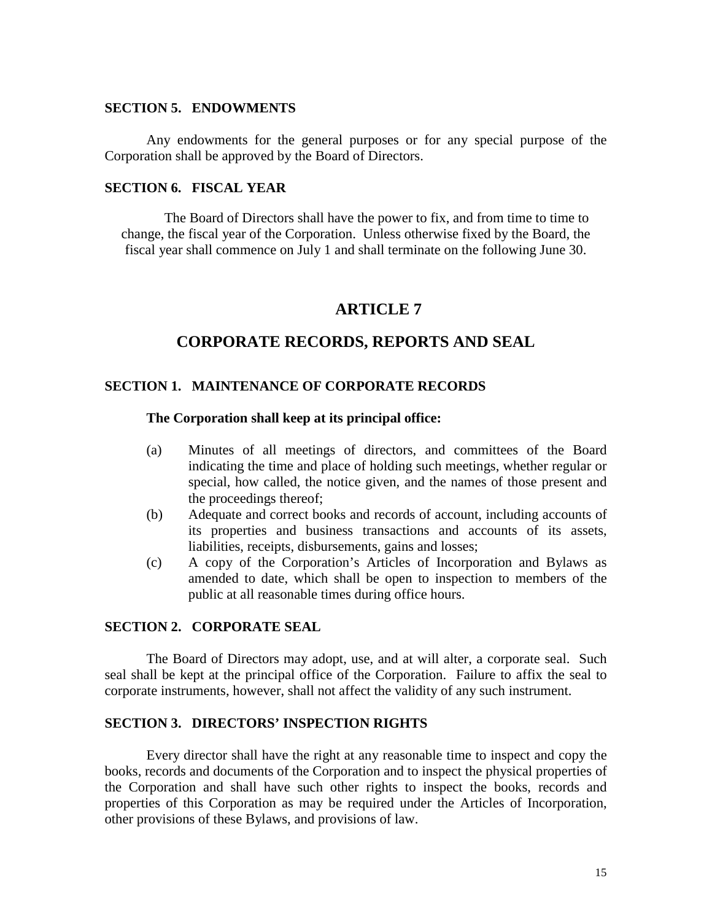### SECTION 5. ENDOWMENTS

Any endowments for the general purposes or for any special purpose of the Corporation shall be approved by the Board of Directors.

### SECTION 6. FISCAL YEAR

The Board of Directors shall have the power to fix, and from time to time to change, the fiscal year of the Corporation. Unless otherwise fixed by the Board, the fiscal year shall commence on July 1 and shall terminate on the following June 30.

## ARTICLE 7

## CORPORATE RECORDS, REPORTS AND SEAL

### SECTION 1. MAINTENANCE OF CORPORATE RECORDS

**The Corporation shall keep at its principal office:**

(a) Minutes of all meetings of directors, and committees of the Board indicating the time and place of holding such meetings, whether regular or special, how called, the notice given, and the names of those present and the proceedings thereof;

(b) Adequate and correct books and records of account, including accounts of its properties and business transactions and accounts of its assets, liabilities, receipts, disbursements, gains and losses;

(c) A copy of the Corporation's Articles of Incorporation and Bylaws as amended to date, which shall be open to inspection to members of the public at all reasonable times during office hours.

### SECTION 2. CORPORATE SEAL

The Board of Directors may adopt, use, and at will alter, a corporate seal. Such seal shall be kept at the principal office of the Corporation. Failure to affix the seal to corporate instruments, however, shall not affect the validity of any such instrument.

### SECTION 3. DIRECTORS' INSPECTION RIGHTS

Every director shall have the right at any reasonable time to inspect and copy the books, records and documents of the Corporation and to inspect the physical properties of the Corporation and shall have such other rights to inspect the books, records and properties of this Corporation as may be required under the Articles of Incorporation, other provisions of these Bylaws, and provisions of law.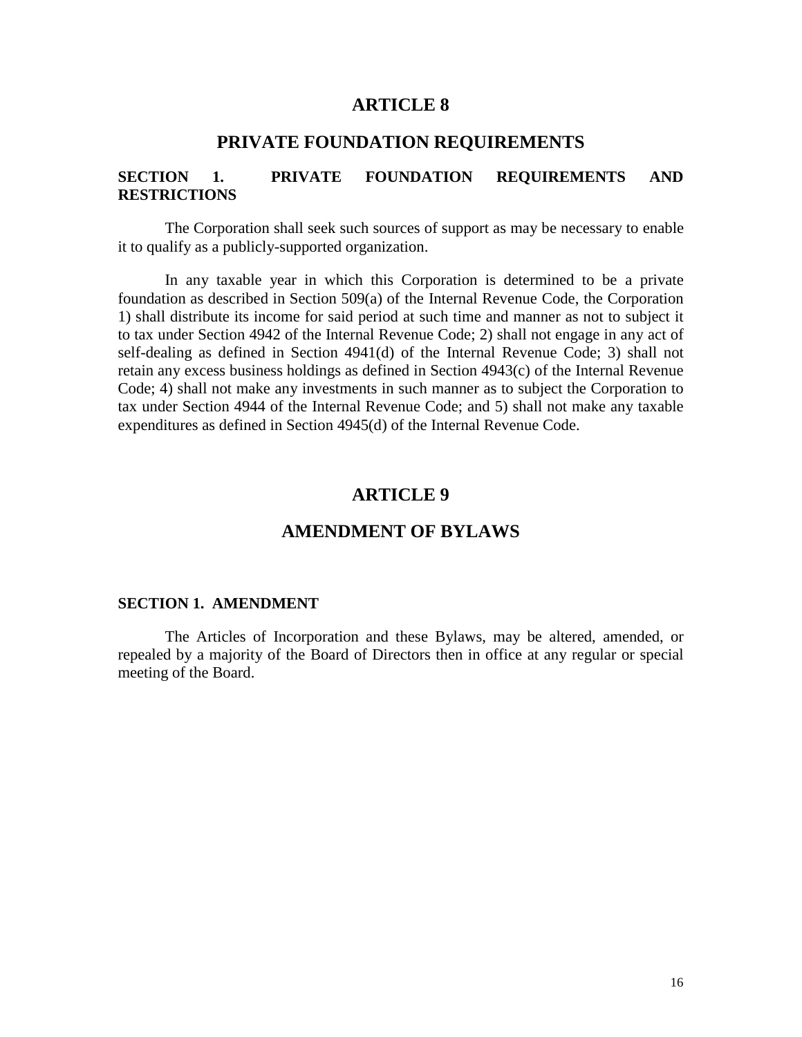# ARTICLE 8

## PRIVATE FOUNDATION REQUIREMENTS

### SECTION 1. PRIVATE FOUNDATION REQUIREMENTS AND RESTRICTIONS

The Corporation shall seek such sources of support as may be necessary to enable it to qualify as a publicly-supported organization.

In any taxable year in which this Corporation is determined to be a private foundation as described in Section 509(a) of the Internal Revenue Code, the Corporation 1) shall distribute its income for said period at such time and manner as not to subject it to tax under Section 4942 of the Internal Revenue Code; 2) shall not engage in any act of self-dealing as defined in Section 4941(d) of the Internal Revenue Code; 3) shall not retain any excess business holdings as defined in Section 4943(c) of the Internal Revenue Code; 4) shall not make any investments in such manner as to subject the Corporation to tax under Section 4944 of the Internal Revenue Code; and 5) shall not make any taxable expenditures as defined in Section 4945(d) of the Internal Revenue Code.

# ARTICLE 9

## AMENDMENT OF BYLAWS

### SECTION 1. AMENDMENT

The Articles of Incorporation and these Bylaws, may be altered, amended, or repealed by a majority of the Board of Directors then in office at any regular or special meeting of the Board.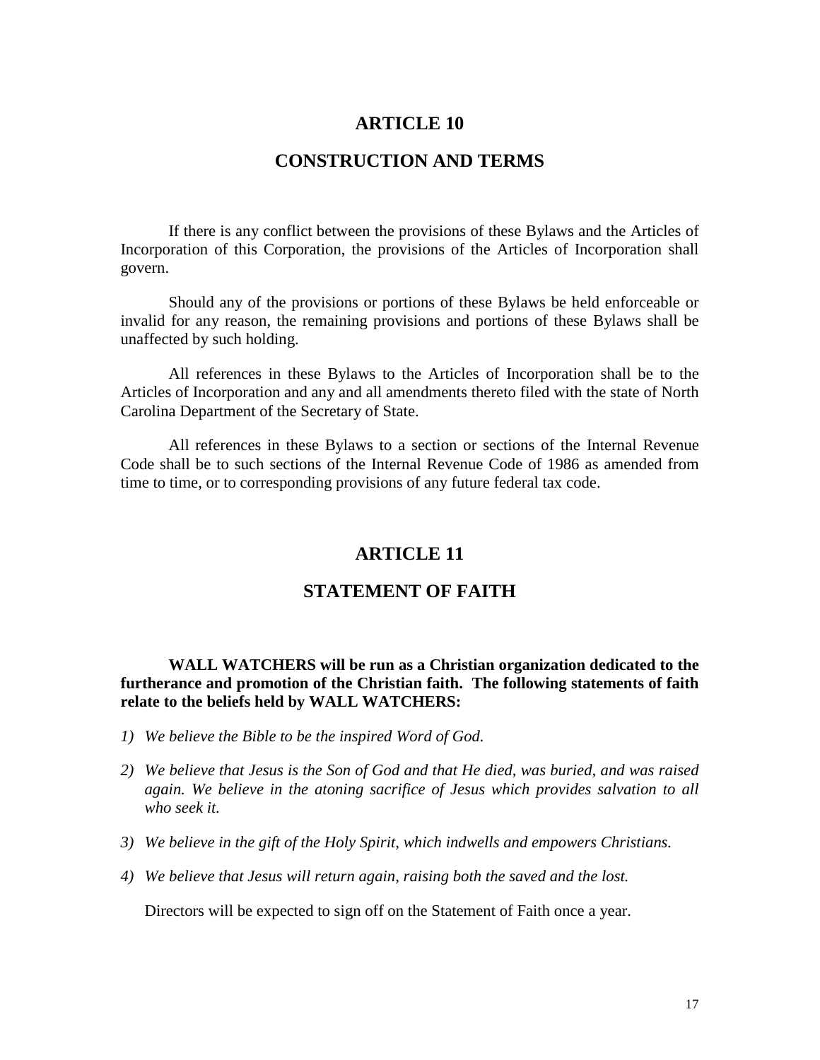# ARTICLE 10

## CONSTRUCTION AND TERMS

If there is any conflict between the provisions of these Bylaws and the Articles of Incorporation of this Corporation, the provisions of the Articles of Incorporation shall govern.

Should any of the provisions or portions of these Bylaws be held enforceable or invalid for any reason, the remaining provisions and portions of these Bylaws shall be unaffected by such holding.

All references in these Bylaws to the Articles of Incorporation shall be to the Articles of Incorporation and any and all amendments thereto filed with the state of North Carolina Department of the Secretary of State.

All references in these Bylaws to a section or sections of the Internal Revenue Code shall be to such sections of the Internal Revenue Code of 1986 as amended from time to time, or to corresponding provisions of any future federal tax code.

# ARTICLE 11

## STATEMENT OF FAITH

**WALL WATCHERS will be run as a Christian organization dedicated to the furtherance and promotion of the Christian faith. The following statements of faith relate to the beliefs held by WALL WATCHERS:**

1) *We believe the Bible to be the inspired Word of God.*
2) *We believe that Jesus is the Son of God and that He died, was buried, and was raised again. We believe in the atoning sacrifice of Jesus which provides salvation to all who seek it.*
3) *We believe in the gift of the Holy Spirit, which indwells and empowers Christians.*
4) *We believe that Jesus will return again, raising both the saved and the lost.*

Directors will be expected to sign off on the Statement of Faith once a year.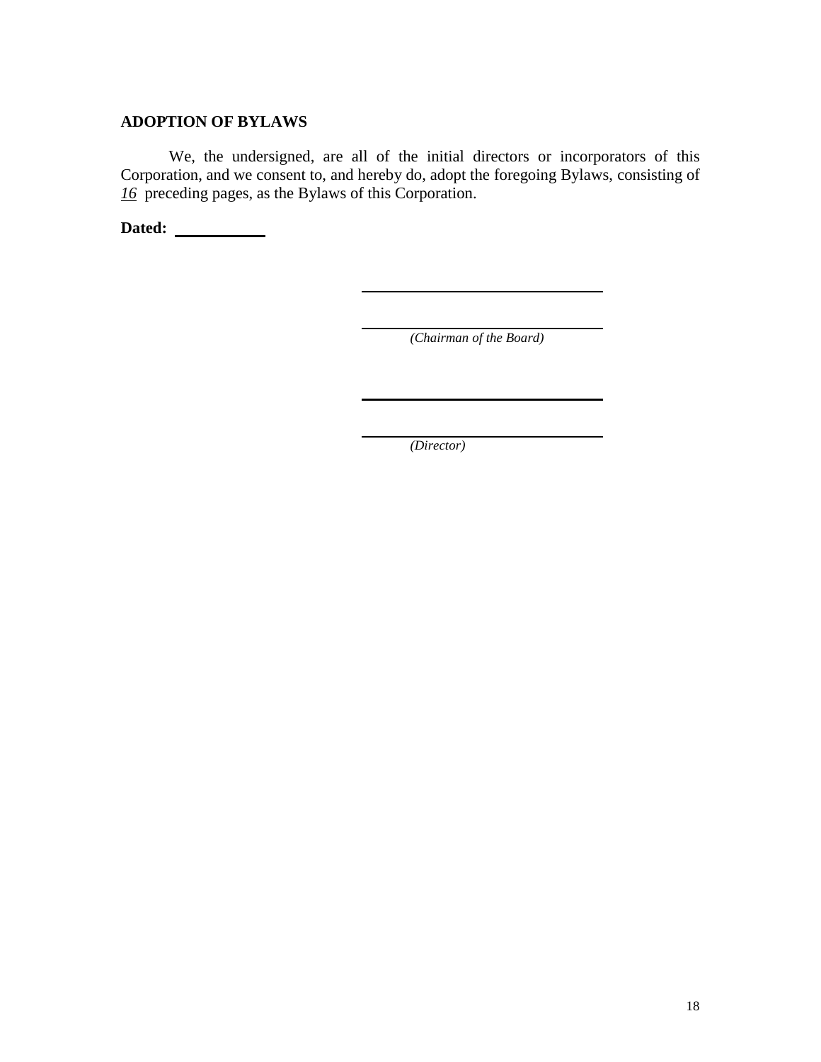**ADOPTION OF BYLAWS**

We, the undersigned, are all of the initial directors or incorporators of this Corporation, and we consent to, and hereby do, adopt the foregoing Bylaws, consisting of *16* preceding pages, as the Bylaws of this Corporation.

**Dated:** ___________

_______________________________

_______________________________
*(Chairman of the Board)*

_______________________________

_______________________________
*(Director)*